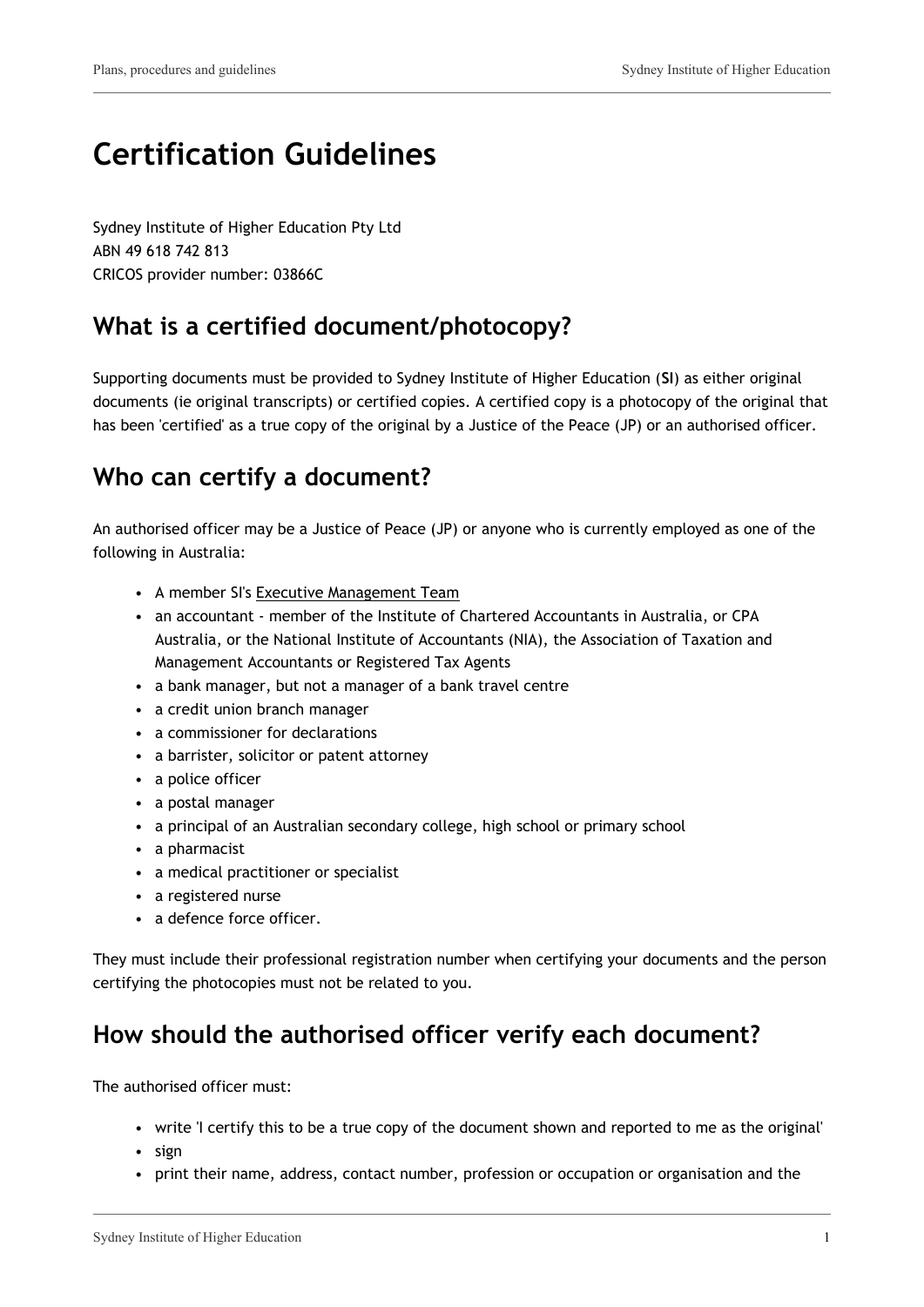# Certification Guidelines

Sydney Institute of Higher Education Pty Ltd
ABN 49 618 742 813
CRICOS provider number: 03866C

## What is a certified document/photocopy?

Supporting documents must be provided to Sydney Institute of Higher Education (**SI**) as either original documents (ie original transcripts) or certified copies. A certified copy is a photocopy of the original that has been 'certified' as a true copy of the original by a Justice of the Peace (JP) or an authorised officer.

## Who can certify a document?

An authorised officer may be a Justice of Peace (JP) or anyone who is currently employed as one of the following in Australia:

- A member SI's Executive Management Team
- an accountant - member of the Institute of Chartered Accountants in Australia, or CPA Australia, or the National Institute of Accountants (NIA), the Association of Taxation and Management Accountants or Registered Tax Agents
- a bank manager, but not a manager of a bank travel centre
- a credit union branch manager
- a commissioner for declarations
- a barrister, solicitor or patent attorney
- a police officer
- a postal manager
- a principal of an Australian secondary college, high school or primary school
- a pharmacist
- a medical practitioner or specialist
- a registered nurse
- a defence force officer.

They must include their professional registration number when certifying your documents and the person certifying the photocopies must not be related to you.

## How should the authorised officer verify each document?

The authorised officer must:

- write 'I certify this to be a true copy of the document shown and reported to me as the original'
- sign
- print their name, address, contact number, profession or occupation or organisation and the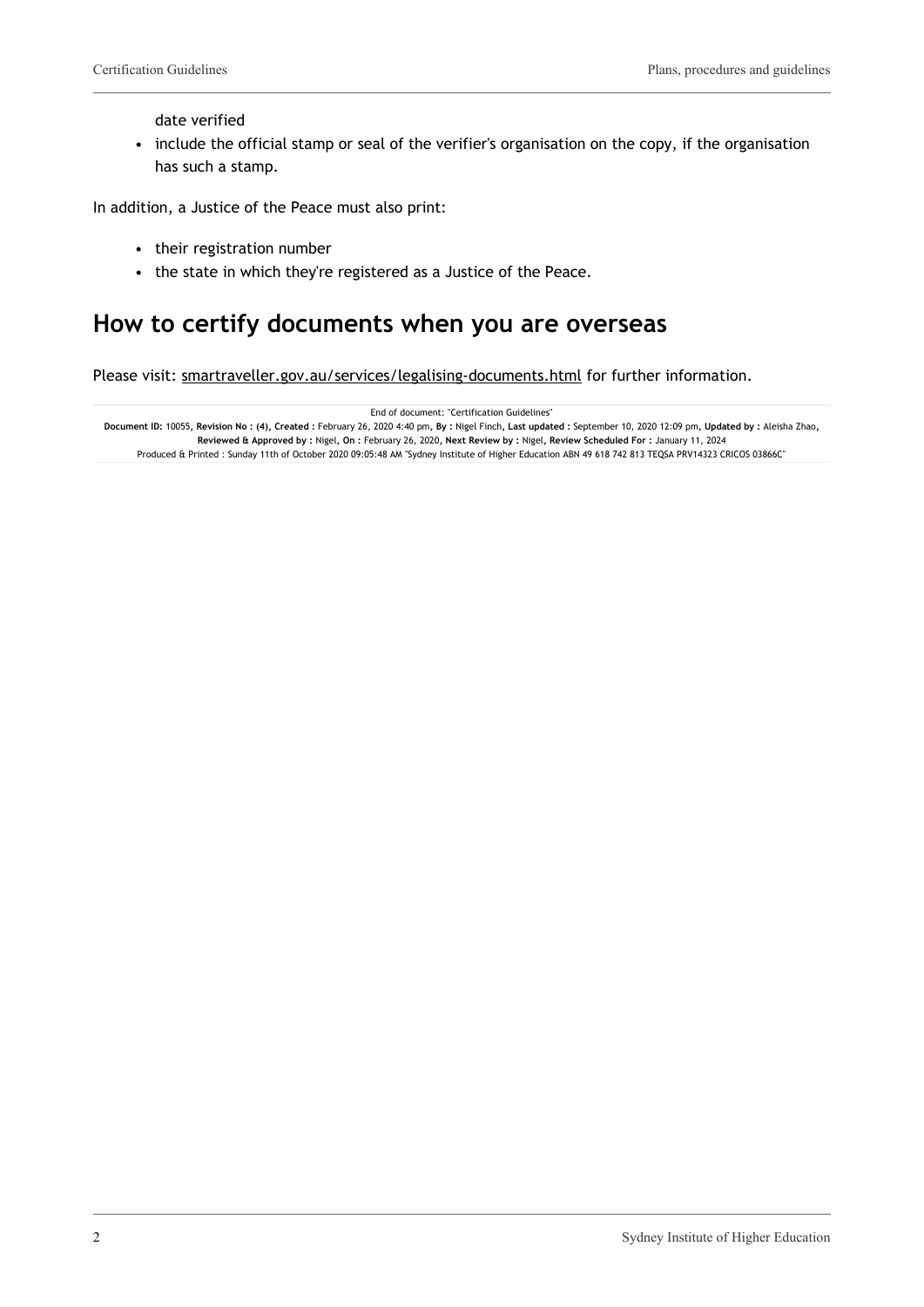date verified
- include the official stamp or seal of the verifier's organisation on the copy, if the organisation has such a stamp.

In addition, a Justice of the Peace must also print:

- their registration number
- the state in which they're registered as a Justice of the Peace.

## How to certify documents when you are overseas

Please visit: smartraveller.gov.au/services/legalising-documents.html for further information.

End of document: "Certification Guidelines"

**Document ID:** 10055, **Revision No : (4), Created :** February 26, 2020 4:40 pm, **By :** Nigel Finch, **Last updated :** September 10, 2020 12:09 pm, **Updated by :** Aleisha Zhao, **Reviewed & Approved by :** Nigel, **On :** February 26, 2020, **Next Review by :** Nigel, **Review Scheduled For :** January 11, 2024

Produced & Printed : Sunday 11th of October 2020 09:05:48 AM "Sydney Institute of Higher Education ABN 49 618 742 813 TEQSA PRV14323 CRICOS 03866C"